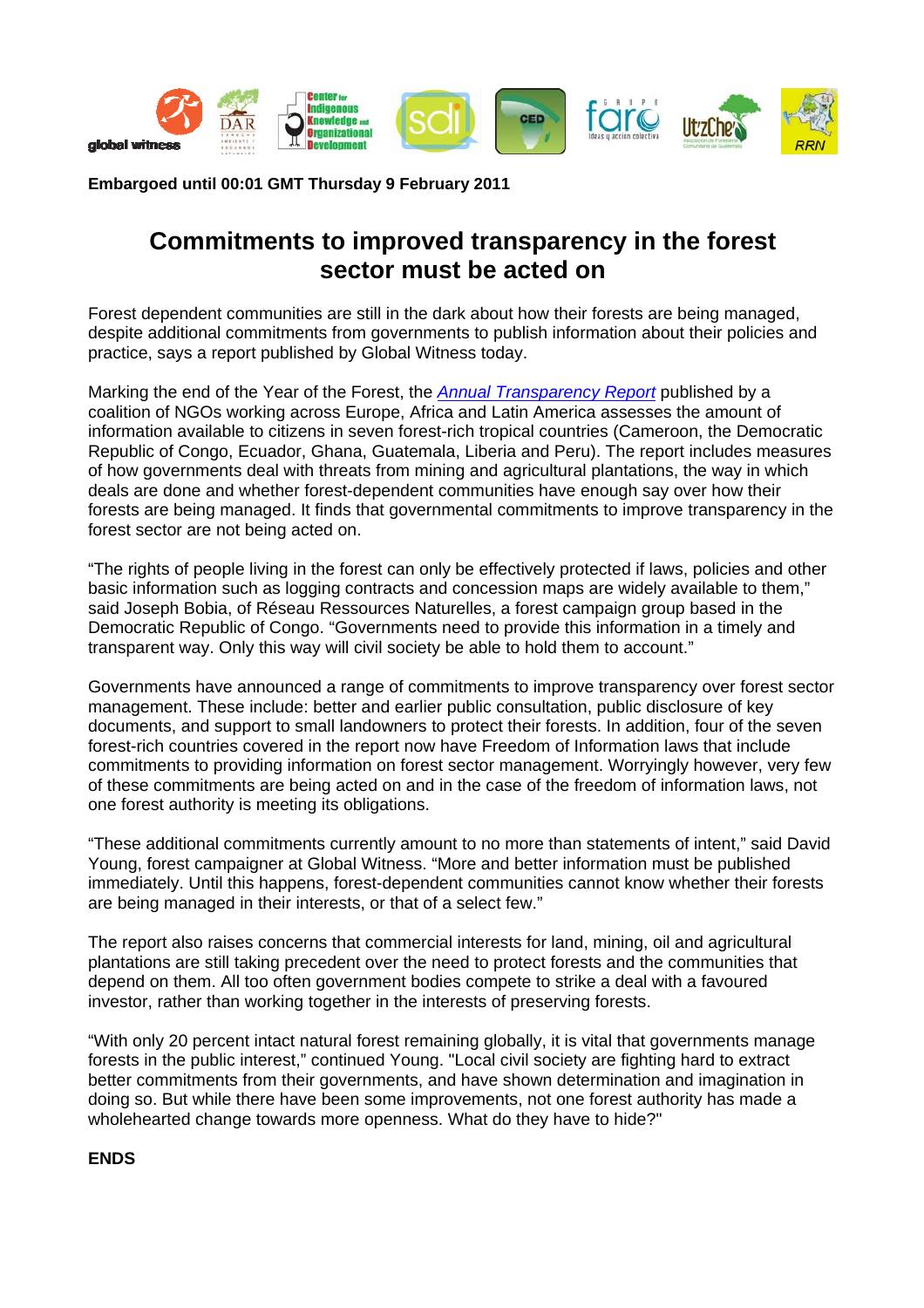**Embargoed until 00:01 GMT Thursday 9 February 2011**

# Commitments to improved transparency in the forest sector must be acted on

Forest dependent communities are still in the dark about how their forests are being managed, despite additional commitments from governments to publish information about their policies and practice, says a report published by Global Witness today.

Marking the end of the Year of the Forest, the *Annual Transparency Report* published by a coalition of NGOs working across Europe, Africa and Latin America assesses the amount of information available to citizens in seven forest-rich tropical countries (Cameroon, the Democratic Republic of Congo, Ecuador, Ghana, Guatemala, Liberia and Peru). The report includes measures of how governments deal with threats from mining and agricultural plantations, the way in which deals are done and whether forest-dependent communities have enough say over how their forests are being managed. It finds that governmental commitments to improve transparency in the forest sector are not being acted on.

"The rights of people living in the forest can only be effectively protected if laws, policies and other basic information such as logging contracts and concession maps are widely available to them," said Joseph Bobia, of Réseau Ressources Naturelles, a forest campaign group based in the Democratic Republic of Congo. "Governments need to provide this information in a timely and transparent way. Only this way will civil society be able to hold them to account."

Governments have announced a range of commitments to improve transparency over forest sector management. These include: better and earlier public consultation, public disclosure of key documents, and support to small landowners to protect their forests. In addition, four of the seven forest-rich countries covered in the report now have Freedom of Information laws that include commitments to providing information on forest sector management. Worryingly however, very few of these commitments are being acted on and in the case of the freedom of information laws, not one forest authority is meeting its obligations.

"These additional commitments currently amount to no more than statements of intent," said David Young, forest campaigner at Global Witness. "More and better information must be published immediately. Until this happens, forest-dependent communities cannot know whether their forests are being managed in their interests, or that of a select few."

The report also raises concerns that commercial interests for land, mining, oil and agricultural plantations are still taking precedent over the need to protect forests and the communities that depend on them. All too often government bodies compete to strike a deal with a favoured investor, rather than working together in the interests of preserving forests.

"With only 20 percent intact natural forest remaining globally, it is vital that governments manage forests in the public interest," continued Young. "Local civil society are fighting hard to extract better commitments from their governments, and have shown determination and imagination in doing so. But while there have been some improvements, not one forest authority has made a wholehearted change towards more openness. What do they have to hide?"

**ENDS**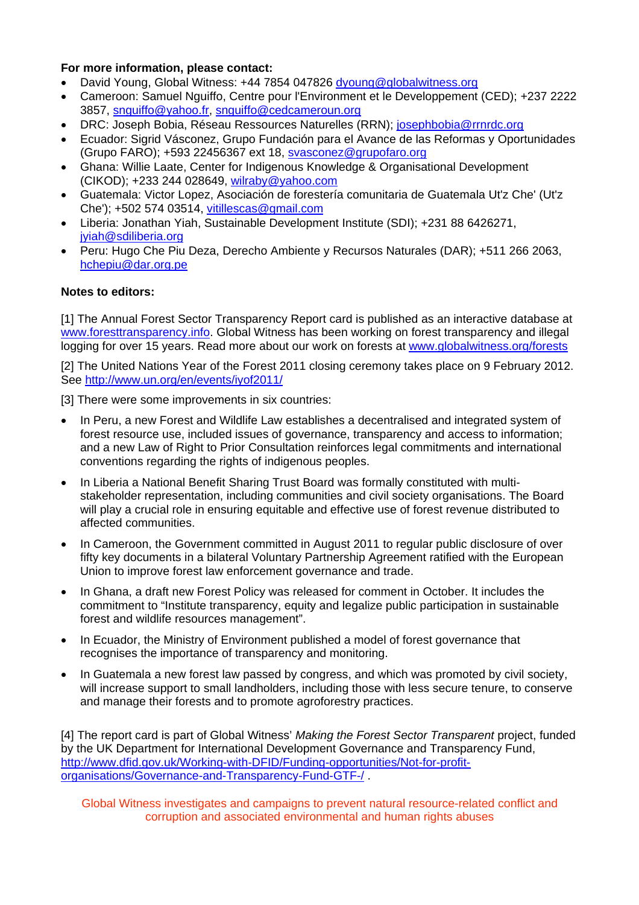**For more information, please contact:**

- David Young, Global Witness: +44 7854 047826 dyoung@globalwitness.org
- Cameroon: Samuel Nguiffo, Centre pour l'Environment et le Developpement (CED); +237 2222 3857, snguiffo@yahoo.fr, snguiffo@cedcameroun.org
- DRC: Joseph Bobia, Réseau Ressources Naturelles (RRN); josephbobia@rrnrdc.org
- Ecuador: Sigrid Vásconez, Grupo Fundación para el Avance de las Reformas y Oportunidades (Grupo FARO); +593 22456367 ext 18, svasconez@grupofaro.org
- Ghana: Willie Laate, Center for Indigenous Knowledge & Organisational Development (CIKOD); +233 244 028649, wilraby@yahoo.com
- Guatemala: Victor Lopez, Asociación de forestería comunitaria de Guatemala Ut'z Che' (Ut'z Che'); +502 574 03514, vitillescas@gmail.com
- Liberia: Jonathan Yiah, Sustainable Development Institute (SDI); +231 88 6426271, jyiah@sdiliberia.org
- Peru: Hugo Che Piu Deza, Derecho Ambiente y Recursos Naturales (DAR); +511 266 2063, hchepiu@dar.org.pe

**Notes to editors:**

[1] The Annual Forest Sector Transparency Report card is published as an interactive database at www.foresttransparency.info. Global Witness has been working on forest transparency and illegal logging for over 15 years. Read more about our work on forests at www.globalwitness.org/forests

[2] The United Nations Year of the Forest 2011 closing ceremony takes place on 9 February 2012. See http://www.un.org/en/events/iyof2011/

[3] There were some improvements in six countries:

- In Peru, a new Forest and Wildlife Law establishes a decentralised and integrated system of forest resource use, included issues of governance, transparency and access to information; and a new Law of Right to Prior Consultation reinforces legal commitments and international conventions regarding the rights of indigenous peoples.
- In Liberia a National Benefit Sharing Trust Board was formally constituted with multi-stakeholder representation, including communities and civil society organisations. The Board will play a crucial role in ensuring equitable and effective use of forest revenue distributed to affected communities.
- In Cameroon, the Government committed in August 2011 to regular public disclosure of over fifty key documents in a bilateral Voluntary Partnership Agreement ratified with the European Union to improve forest law enforcement governance and trade.
- In Ghana, a draft new Forest Policy was released for comment in October. It includes the commitment to "Institute transparency, equity and legalize public participation in sustainable forest and wildlife resources management".
- In Ecuador, the Ministry of Environment published a model of forest governance that recognises the importance of transparency and monitoring.
- In Guatemala a new forest law passed by congress, and which was promoted by civil society, will increase support to small landholders, including those with less secure tenure, to conserve and manage their forests and to promote agroforestry practices.

[4] The report card is part of Global Witness' *Making the Forest Sector Transparent* project, funded by the UK Department for International Development Governance and Transparency Fund, http://www.dfid.gov.uk/Working-with-DFID/Funding-opportunities/Not-for-profit-organisations/Governance-and-Transparency-Fund-GTF-/ .

Global Witness investigates and campaigns to prevent natural resource-related conflict and corruption and associated environmental and human rights abuses